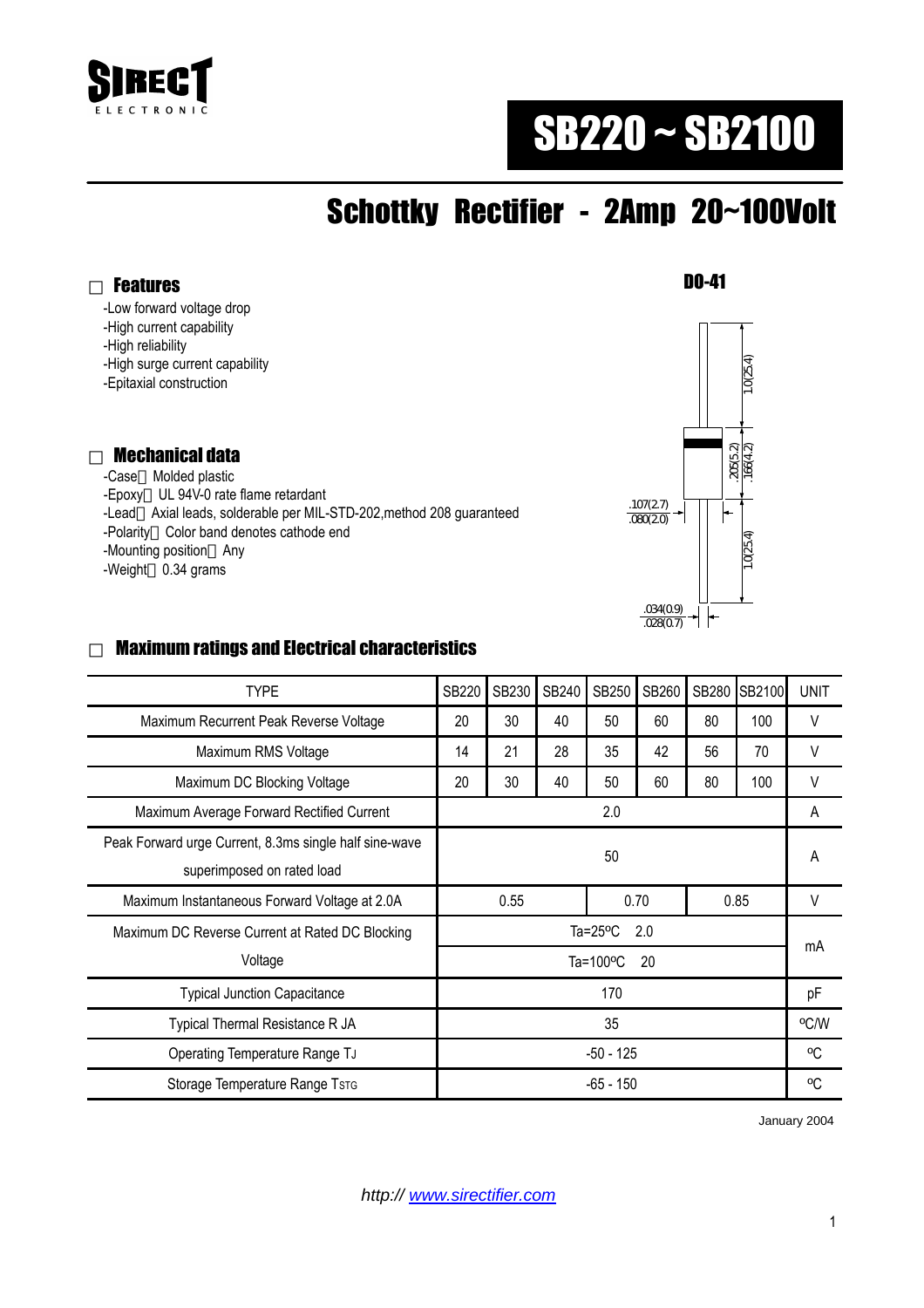SIRECT
ELECTRONIC

# SB220 ~ SB2100

## Schottky Rectifier - 2Amp 20~100Volt

### Features

- -Low forward voltage drop
- -High current capability
- -High reliability
- -High surge current capability
- -Epitaxial construction

DO-41

1.0(25.4)
.205(5.2)
.166(4.2)
.107(2.7)
.080(2.0)
1.0(25.4)
.034(0.9)
.028(0.7)

### Mechanical data

- -Case：Molded plastic
- -Epoxy：UL 94V-0 rate flame retardant
- -Lead：Axial leads, solderable per MIL-STD-202,method 208 guaranteed
- -Polarity：Color band denotes cathode end
- -Mounting position：Any
- -Weight：0.34 grams

### Maximum ratings and Electrical characteristics

| TYPE | SB220 | SB230 | SB240 | SB250 | SB260 | SB280 | SB2100 | UNIT |
|---|---|---|---|---|---|---|---|---|
| Maximum Recurrent Peak Reverse Voltage | 20 | 30 | 40 | 50 | 60 | 80 | 100 | V |
| Maximum RMS Voltage | 14 | 21 | 28 | 35 | 42 | 56 | 70 | V |
| Maximum DC Blocking Voltage | 20 | 30 | 40 | 50 | 60 | 80 | 100 | V |
| Maximum Average Forward Rectified Current | 2.0 | | | | | | | A |
| Peak Forward urge Current, 8.3ms single half sine-wave superimposed on rated load | 50 | | | | | | | A |
| Maximum Instantaneous Forward Voltage at 2.0A | 0.55 | | | 0.70 | | 0.85 | | V |
| Maximum DC Reverse Current at Rated DC Blocking Voltage | Ta=25ºC 2.0 | | | | | | | mA |
| | Ta=100ºC 20 | | | | | | | |
| Typical Junction Capacitance | 170 | | | | | | | pF |
| Typical Thermal Resistance R JA | 35 | | | | | | | ºC/W |
| Operating Temperature Range $T_J$ | -50 - 125 | | | | | | | ºC |
| Storage Temperature Range $T_{STG}$ | -65 - 150 | | | | | | | ºC |

January 2004

*http:// www.sirectifier.com*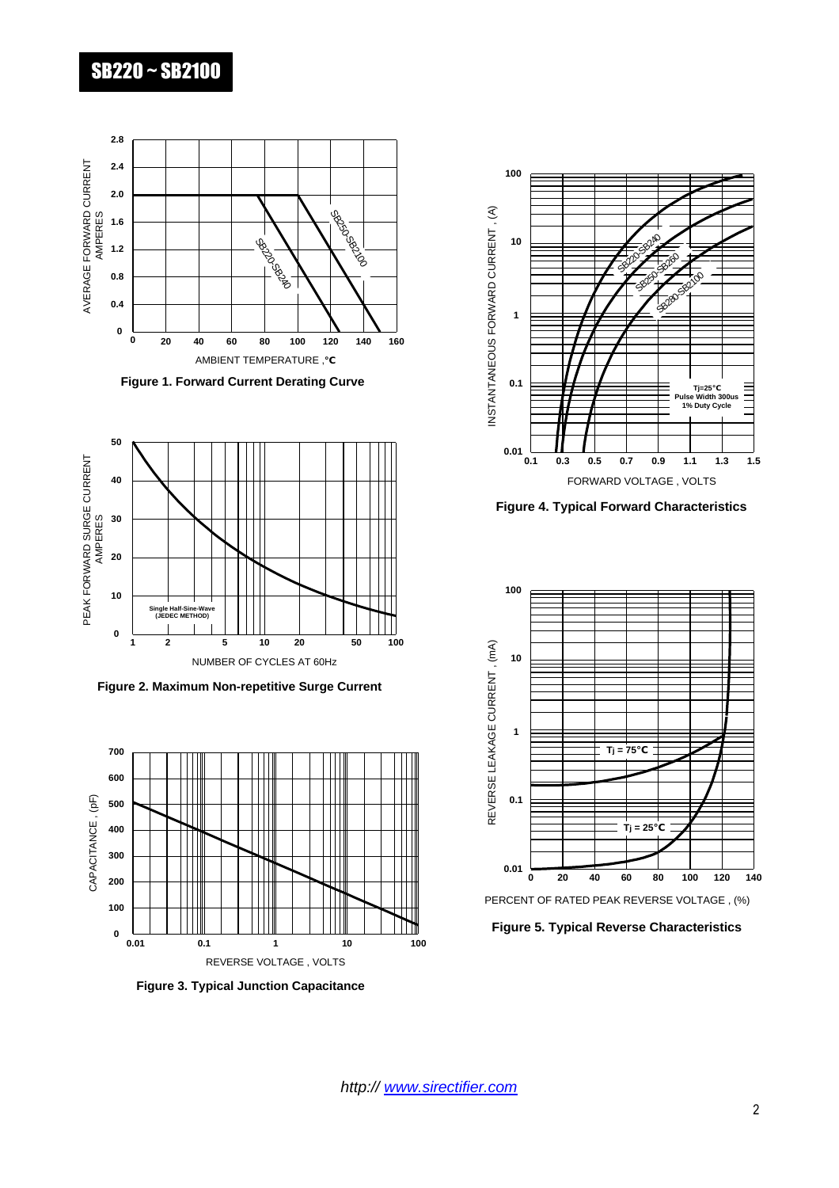SB220 ~ SB2100

2.8
2.4
2.0
1.6
1.2
0.8
0.4
0

AVERAGE FORWARD CURRENT AMPERES

0 20 40 60 80 100 120 140 160

AMBIENT TEMPERATURE ,°C

SB250-SB2100

SB220-SB240

**Figure 1. Forward Current Derating Curve**

50
40
30
20
10
0

PEAK FORWARD SURGE CURRENT AMPERES

1 2 5 10 20 50 100

NUMBER OF CYCLES AT 60Hz

Single Half-Sine-Wave (JEDEC METHOD)

**Figure 2. Maximum Non-repetitive Surge Current**

700
600
500
400
300
200
100
0

CAPACITANCE , (pF)

0.01 0.1 1 10 100

REVERSE VOLTAGE , VOLTS

**Figure 3. Typical Junction Capacitance**

100
10
1
0.1
0.01

INSTANTANEOUS FORWARD CURRENT , (A)

0.1 0.3 0.5 0.7 0.9 1.1 1.3 1.5

FORWARD VOLTAGE , VOLTS

SB220-SB240

SB250-SB260

SB280-SB2100

Tj=25°C
Pulse Width 300us
1% Duty Cycle

**Figure 4. Typical Forward Characteristics**

100
10
1
0.1
0.01

REVERSE LEAKAGE CURRENT , (mA)

0 20 40 60 80 100 120 140

PERCENT OF RATED PEAK REVERSE VOLTAGE , (%)

Tj = 75°C

Tj = 25°C

**Figure 5. Typical Reverse Characteristics**

*http:// www.sirectifier.com*